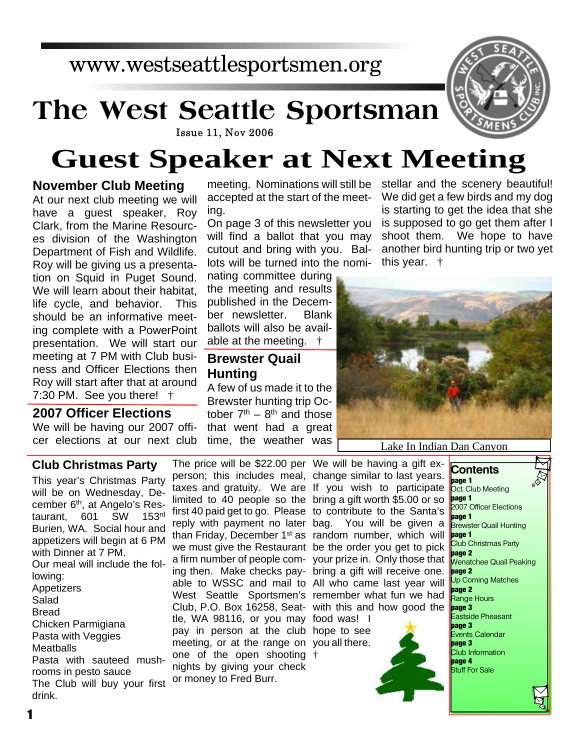www.westseattlesportsmen.org

# The West Seattle Sportsman

Issue 11, Nov 2006

# Guest Speaker at Next Meeting

## November Club Meeting

At our next club meeting we will have a guest speaker, Roy Clark, from the Marine Resources division of the Washington Department of Fish and Wildlife. Roy will be giving us a presentation on Squid in Puget Sound. We will learn about their habitat, life cycle, and behavior. This should be an informative meeting complete with a PowerPoint presentation. We will start our meeting at 7 PM with Club business and Officer Elections then Roy will start after that at around 7:30 PM. See you there! †

## 2007 Officer Elections

We will be having our 2007 officer elections at our next club meeting. Nominations will still be accepted at the start of the meeting.

On page 3 of this newsletter you will find a ballot that you may cutout and bring with you. Ballots will be turned into the nominating committee during the meeting and results published in the December newsletter. Blank ballots will also be available at the meeting. †

## Brewster Quail Hunting

A few of us made it to the Brewster hunting trip October 7th – 8th and those that went had a great time, the weather was stellar and the scenery beautiful! We did get a few birds and my dog is starting to get the idea that she is supposed to go get them after I shoot them. We hope to have another bird hunting trip or two yet this year. †

Lake In Indian Dan Canyon

## Club Christmas Party

This year's Christmas Party will be on Wednesday, December 6th, at Angelo's Restaurant, 601 SW 153rd Burien, WA. Social hour and appetizers will begin at 6 PM with Dinner at 7 PM.

Our meal will include the following:

Appetizers
Salad
Bread
Chicken Parmigiana
Pasta with Veggies
Meatballs
Pasta with sauteed mushrooms in pesto sauce

The Club will buy your first drink.

The price will be $22.00 per person; this includes meal, taxes and gratuity. We are limited to 40 people so the first 40 paid get to go. Please reply with payment no later than Friday, December 1st as we must give the Restaurant a firm number of people coming then. Make checks payable to WSSC and mail to West Seattle Sportsmen's Club, P.O. Box 16258, Seattle, WA 98116, or you may pay in person at the club meeting, or at the range on one of the open shooting nights by giving your check or money to Fred Burr.

We will be having a gift exchange similar to last years. If you wish to participate bring a gift worth $5.00 or so to contribute to the Santa's bag. You will be given a random number, which will be the order you get to pick your prize in. Only those that bring a gift will receive one. All who came last year will remember what fun we had with this and how good the food was! I hope to see you all there. †

## Contents

**page 1** Oct. Club Meeting
**page 1** 2007 Officer Elections
**page 1** Brewster Quail Hunting
**page 1** Club Christmas Party
**page 2** Wenatchee Quail Peaking
**page 2** Up Coming Matches
**page 2** Range Hours
**page 3** Eastside Pheasant
**page 3** Events Calendar
**page 3** Club Information
**page 4** Stuff For Sale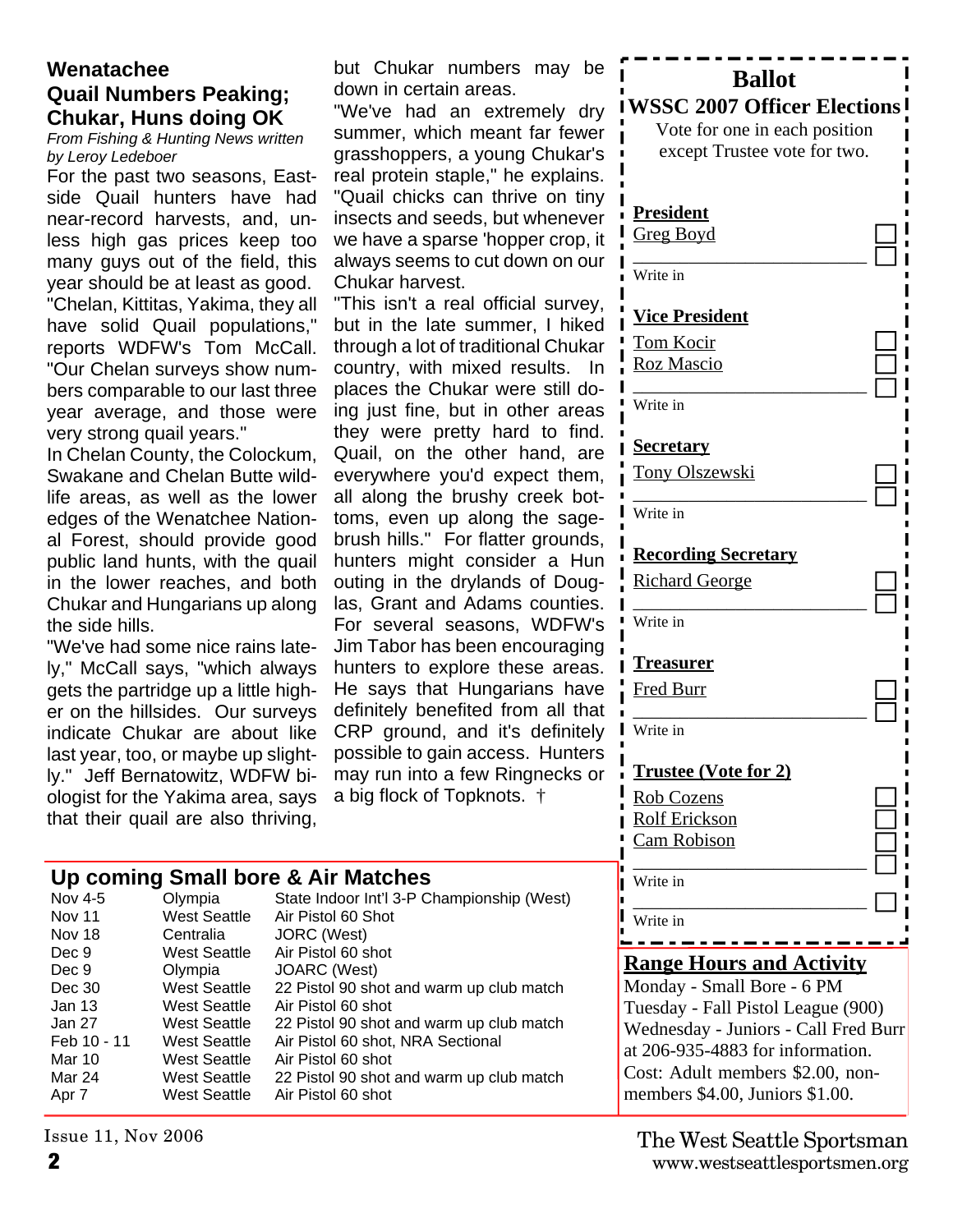## Wenatachee Quail Numbers Peaking; Chukar, Huns doing OK

*From Fishing & Hunting News written by Leroy Ledeboer*

For the past two seasons, Eastside Quail hunters have had near-record harvests, and, unless high gas prices keep too many guys out of the field, this year should be at least as good.

"Chelan, Kittitas, Yakima, they all have solid Quail populations," reports WDFW's Tom McCall. "Our Chelan surveys show numbers comparable to our last three year average, and those were very strong quail years."

In Chelan County, the Colockum, Swakane and Chelan Butte wildlife areas, as well as the lower edges of the Wenatchee National Forest, should provide good public land hunts, with the quail in the lower reaches, and both Chukar and Hungarians up along the side hills.

"We've had some nice rains lately," McCall says, "which always gets the partridge up a little higher on the hillsides. Our surveys indicate Chukar are about like last year, too, or maybe up slightly." Jeff Bernatowitz, WDFW biologist for the Yakima area, says that their quail are also thriving, but Chukar numbers may be down in certain areas.

"We've had an extremely dry summer, which meant far fewer grasshoppers, a young Chukar's real protein staple," he explains. "Quail chicks can thrive on tiny insects and seeds, but whenever we have a sparse 'hopper crop, it always seems to cut down on our Chukar harvest.

"This isn't a real official survey, but in the late summer, I hiked through a lot of traditional Chukar country, with mixed results. In places the Chukar were still doing just fine, but in other areas they were pretty hard to find. Quail, on the other hand, are everywhere you'd expect them, all along the brushy creek bottoms, even up along the sagebrush hills." For flatter grounds, hunters might consider a Hun outing in the drylands of Douglas, Grant and Adams counties. For several seasons, WDFW's Jim Tabor has been encouraging hunters to explore these areas. He says that Hungarians have definitely benefited from all that CRP ground, and it's definitely possible to gain access. Hunters may run into a few Ringnecks or a big flock of Topknots. †

## Up coming Small bore & Air Matches

| Date | Location | Event |
|---|---|---|
| Nov 4-5 | Olympia | State Indoor Int'l 3-P Championship (West) |
| Nov 11 | West Seattle | Air Pistol 60 Shot |
| Nov 18 | Centralia | JORC (West) |
| Dec 9 | West Seattle | Air Pistol 60 shot |
| Dec 9 | Olympia | JOARC (West) |
| Dec 30 | West Seattle | 22 Pistol 90 shot and warm up club match |
| Jan 13 | West Seattle | Air Pistol 60 shot |
| Jan 27 | West Seattle | 22 Pistol 90 shot and warm up club match |
| Feb 10 - 11 | West Seattle | Air Pistol 60 shot, NRA Sectional |
| Mar 10 | West Seattle | Air Pistol 60 shot |
| Mar 24 | West Seattle | 22 Pistol 90 shot and warm up club match |
| Apr 7 | West Seattle | Air Pistol 60 shot |

## Ballot

### WSSC 2007 Officer Elections

Vote for one in each position except Trustee vote for two.

**President**
- Greg Boyd ☐
- ____________ ☐ Write in

**Vice President**
- Tom Kocir ☐
- Roz Mascio ☐
- ____________ ☐ Write in

**Secretary**
- Tony Olszewski ☐
- ____________ ☐ Write in

**Recording Secretary**
- Richard George ☐
- ____________ ☐ Write in

**Treasurer**
- Fred Burr ☐
- ____________ ☐ Write in

**Trustee (Vote for 2)**
- Rob Cozens ☐
- Rolf Erickson ☐
- Cam Robison ☐
- ____________ ☐ Write in
- ____________ ☐ Write in

## Range Hours and Activity

Monday - Small Bore - 6 PM
Tuesday - Fall Pistol League (900)
Wednesday - Juniors - Call Fred Burr at 206-935-4883 for information.
Cost: Adult members $2.00, non-members $4.00, Juniors $1.00.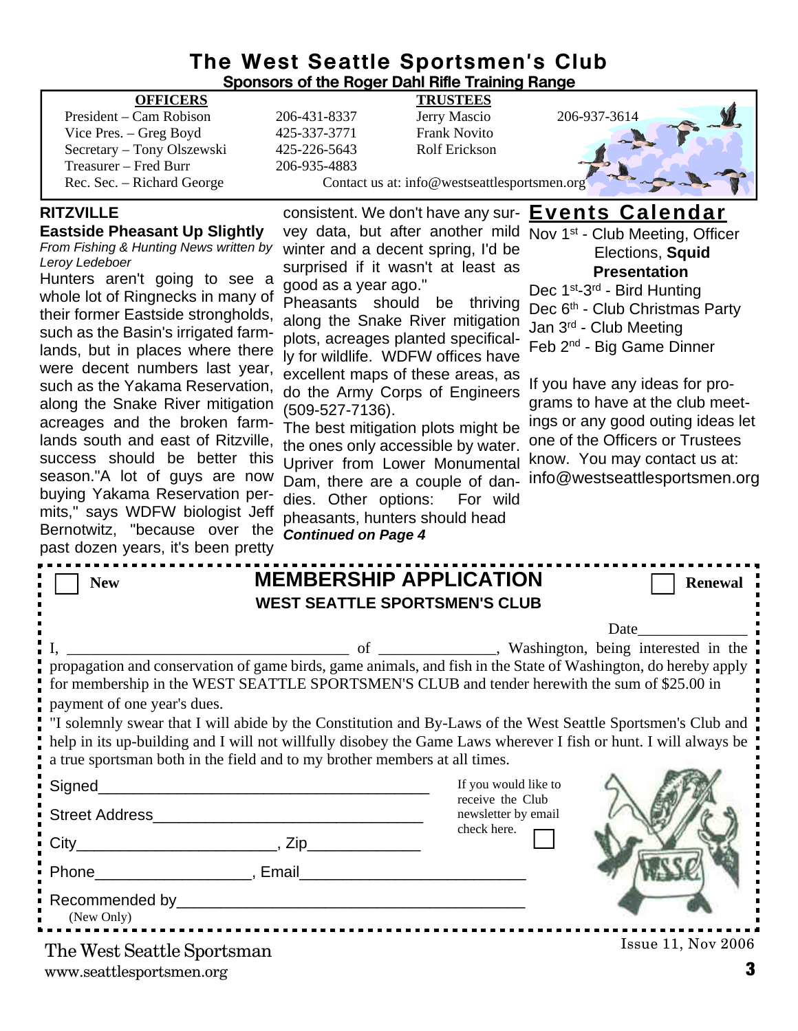# The West Seattle Sportsmen's Club

**Sponsors of the Roger Dahl Rifle Training Range**

| **OFFICERS** | | **TRUSTEES** | |
|---|---|---|---|
| President – Cam Robison | 206-431-8337 | Jerry Mascio | 206-937-3614 |
| Vice Pres. – Greg Boyd | 425-337-3771 | Frank Novito | |
| Secretary – Tony Olszewski | 425-226-5643 | Rolf Erickson | |
| Treasurer – Fred Burr | 206-935-4883 | | |
| Rec. Sec. – Richard George | | | |

Contact us at: info@westseattlesportsmen.org

## RITZVILLE

### Eastside Pheasant Up Slightly

*From Fishing & Hunting News written by Leroy Ledeboer*

Hunters aren't going to see a whole lot of Ringnecks in many of their former Eastside strongholds, such as the Basin's irrigated farmlands, but in places where there were decent numbers last year, such as the Yakama Reservation, along the Snake River mitigation acreages and the broken farmlands south and east of Ritzville, success should be better this season."A lot of guys are now buying Yakama Reservation permits," says WDFW biologist Jeff Bernotwitz, "because over the past dozen years, it's been pretty consistent. We don't have any survey data, but after another mild winter and a decent spring, I'd be surprised if it wasn't at least as good as a year ago."

Pheasants should be thriving along the Snake River mitigation plots, acreages planted specifically for wildlife. WDFW offices have excellent maps of these areas, as do the Army Corps of Engineers (509-527-7136).

The best mitigation plots might be the ones only accessible by water. Upriver from Lower Monumental Dam, there are a couple of dandies. Other options: For wild pheasants, hunters should head

***Continued on Page 4***

## Events Calendar

- Nov 1st - Club Meeting, Officer Elections, **Squid Presentation**
- Dec 1st-3rd - Bird Hunting
- Dec 6th - Club Christmas Party
- Jan 3rd - Club Meeting
- Feb 2nd - Big Game Dinner

If you have any ideas for programs to have at the club meetings or any good outing ideas let one of the Officers or Trustees know. You may contact us at: info@westseattlesportsmen.org

---

☐ **New** &nbsp;&nbsp;&nbsp; **MEMBERSHIP APPLICATION** &nbsp;&nbsp;&nbsp; ☐ **Renewal**

**WEST SEATTLE SPORTSMEN'S CLUB**

Date______________

I, ___________________________________ of _______________, Washington, being interested in the propagation and conservation of game birds, game animals, and fish in the State of Washington, do hereby apply for membership in the WEST SEATTLE SPORTSMEN'S CLUB and tender herewith the sum of $25.00 in payment of one year's dues.

"I solemnly swear that I will abide by the Constitution and By-Laws of the West Seattle Sportsmen's Club and help in its up-building and I will not willfully disobey the Game Laws wherever I fish or hunt. I will always be a true sportsman both in the field and to my brother members at all times.

Signed_______________________________________

Street Address_______________________________

City______________________, Zip_____________

Phone__________________, Email__________________________

Recommended by_______________________________________
(New Only)

If you would like to receive the Club newsletter by email check here. ☐

The West Seattle Sportsman
www.seattlesportsmen.org

Issue 11, Nov 2006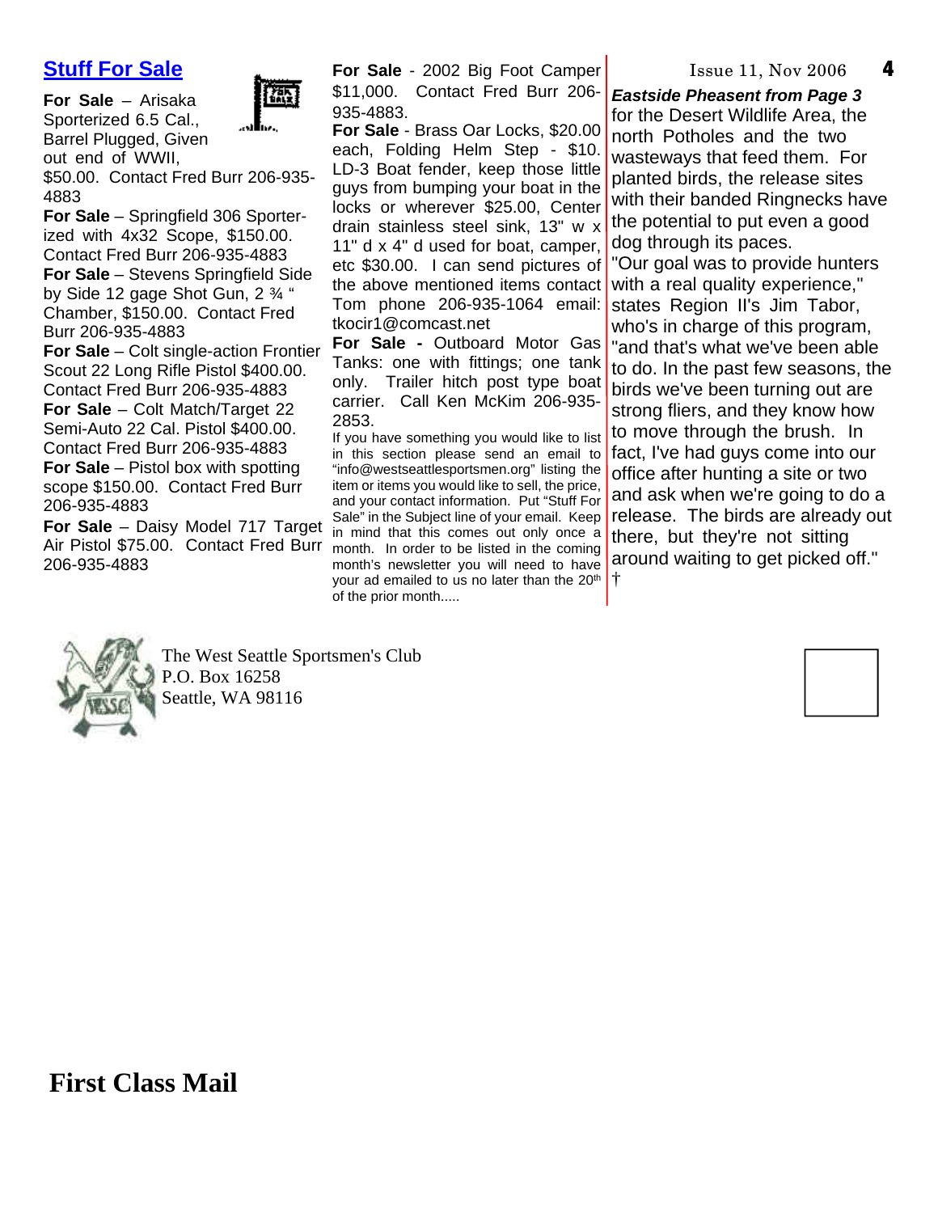## Stuff For Sale

**For Sale** – Arisaka Sporterized 6.5 Cal., Barrel Plugged, Given out end of WWII, $50.00. Contact Fred Burr 206-935-4883

**For Sale** – Springfield 306 Sporter-ized with 4x32 Scope, $150.00. Contact Fred Burr 206-935-4883

**For Sale** – Stevens Springfield Side by Side 12 gage Shot Gun, 2 ¾ " Chamber, $150.00. Contact Fred Burr 206-935-4883

**For Sale** – Colt single-action Frontier Scout 22 Long Rifle Pistol $400.00. Contact Fred Burr 206-935-4883

**For Sale** – Colt Match/Target 22 Semi-Auto 22 Cal. Pistol $400.00. Contact Fred Burr 206-935-4883

**For Sale** – Pistol box with spotting scope $150.00. Contact Fred Burr 206-935-4883

**For Sale** – Daisy Model 717 Target Air Pistol $75.00. Contact Fred Burr 206-935-4883

**For Sale** - 2002 Big Foot Camper $11,000. Contact Fred Burr 206-935-4883.

**For Sale** - Brass Oar Locks, $20.00 each, Folding Helm Step - $10. LD-3 Boat fender, keep those little guys from bumping your boat in the locks or wherever $25.00, Center drain stainless steel sink, 13" w x 11" d x 4" d used for boat, camper, etc $30.00. I can send pictures of the above mentioned items contact Tom phone 206-935-1064 email: tkocir1@comcast.net

**For Sale -** Outboard Motor Gas Tanks: one with fittings; one tank only. Trailer hitch post type boat carrier. Call Ken McKim 206-935-2853.

If you have something you would like to list in this section please send an email to "info@westseattlesportsmen.org" listing the item or items you would like to sell, the price, and your contact information. Put "Stuff For Sale" in the Subject line of your email. Keep in mind that this comes out only once a month. In order to be listed in the coming month's newsletter you will need to have your ad emailed to us no later than the 20th of the prior month.....

***Eastside Pheasent from Page 3***

for the Desert Wildlife Area, the north Potholes and the two wasteways that feed them. For planted birds, the release sites with their banded Ringnecks have the potential to put even a good dog through its paces.

"Our goal was to provide hunters with a real quality experience," states Region II's Jim Tabor, who's in charge of this program, "and that's what we've been able to do. In the past few seasons, the birds we've been turning out are strong fliers, and they know how to move through the brush. In fact, I've had guys come into our office after hunting a site or two and ask when we're going to do a release. The birds are already out there, but they're not sitting around waiting to get picked off." †

The West Seattle Sportsmen's Club
P.O. Box 16258
Seattle, WA 98116

**First Class Mail**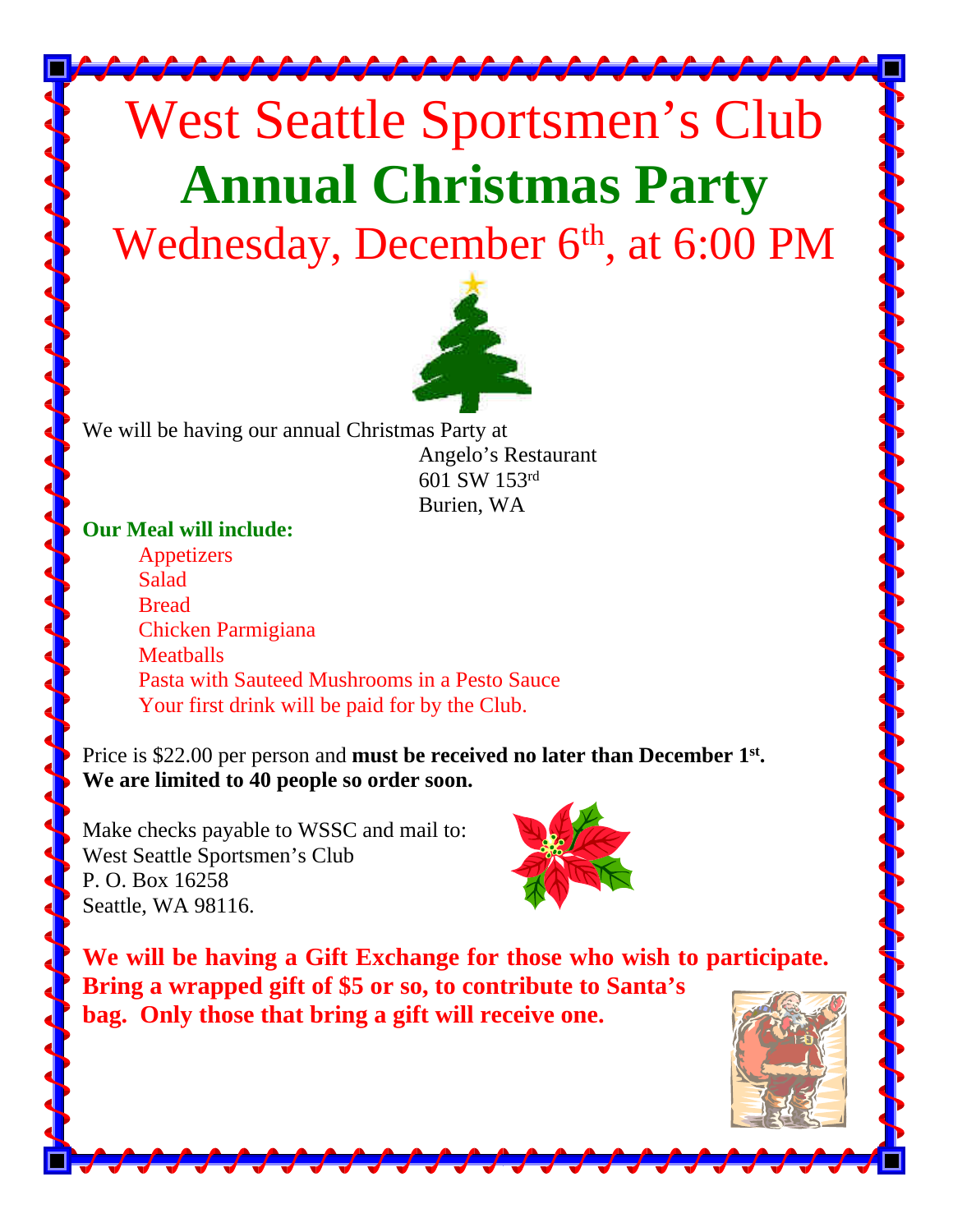# West Seattle Sportsmen's Club

# **Annual Christmas Party**

## Wednesday, December 6th, at 6:00 PM

We will be having our annual Christmas Party at

Angelo's Restaurant
601 SW 153rd
Burien, WA

**Our Meal will include:**

- Appetizers
- Salad
- Bread
- Chicken Parmigiana
- Meatballs
- Pasta with Sauteed Mushrooms in a Pesto Sauce
- Your first drink will be paid for by the Club.

Price is $22.00 per person and **must be received no later than December 1st.**
**We are limited to 40 people so order soon.**

Make checks payable to WSSC and mail to:
West Seattle Sportsmen's Club
P. O. Box 16258
Seattle, WA 98116.

**We will be having a Gift Exchange for those who wish to participate. Bring a wrapped gift of $5 or so, to contribute to Santa's bag. Only those that bring a gift will receive one.**